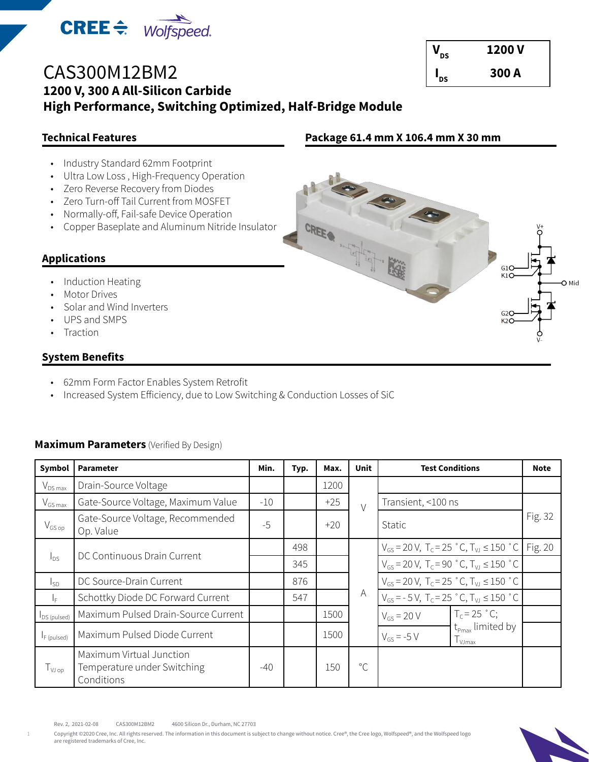# CAS300M12BM2

## 1200 V, 300 A All-Silicon Carbide High Performance, Switching Optimized, Half-Bridge Module

| | |
|---|---|
| $V_{DS}$ | 1200 V |
| $I_{DS}$ | 300 A |

### Technical Features

- Industry Standard 62mm Footprint
- Ultra Low Loss , High-Frequency Operation
- Zero Reverse Recovery from Diodes
- Zero Turn-off Tail Current from MOSFET
- Normally-off, Fail-safe Device Operation
- Copper Baseplate and Aluminum Nitride Insulator

### Package 61.4 mm X 106.4 mm X 30 mm

### Applications

- Induction Heating
- Motor Drives
- Solar and Wind Inverters
- UPS and SMPS
- Traction

### System Benefits

- 62mm Form Factor Enables System Retrofit
- Increased System Efficiency, due to Low Switching & Conduction Losses of SiC

### Maximum Parameters (Verified By Design)

| Symbol | Parameter | Min. | Typ. | Max. | Unit | Test Conditions | | Note |
|---|---|---|---|---|---|---|---|---|
| $V_{DS\,max}$ | Drain-Source Voltage | | | 1200 | V | | | |
| $V_{GS\,max}$ | Gate-Source Voltage, Maximum Value | -10 | | +25 | V | Transient, <100 ns | | Fig. 32 |
| $V_{GS\,op}$ | Gate-Source Voltage, Recommended Op. Value | -5 | | +20 | V | Static | | Fig. 32 |
| $I_{DS}$ | DC Continuous Drain Current | | 498 | | A | $V_{GS}$ = 20 V, $T_C$ = 25 ˚C, $T_{VJ}$ ≤ 150 ˚C | | Fig. 20 |
| | | | 345 | | A | $V_{GS}$ = 20 V, $T_C$ = 90 ˚C, $T_{VJ}$ ≤ 150 ˚C | | |
| $I_{SD}$ | DC Source-Drain Current | | 876 | | A | $V_{GS}$ = 20 V, $T_C$ = 25 ˚C, $T_{VJ}$ ≤ 150 ˚C | | |
| $I_F$ | Schottky Diode DC Forward Current | | 547 | | A | $V_{GS}$ = - 5 V, $T_C$ = 25 ˚C, $T_{VJ}$ ≤ 150 ˚C | | |
| $I_{DS\,(pulsed)}$ | Maximum Pulsed Drain-Source Current | | | 1500 | A | $V_{GS}$ = 20 V | $T_C$ = 25 ˚C; $t_{Pmax}$ limited by $T_{VJmax}$ | |
| $I_{F\,(pulsed)}$ | Maximum Pulsed Diode Current | | | 1500 | A | $V_{GS}$ = -5 V | | |
| $T_{VJ\,op}$ | Maximum Virtual Junction Temperature under Switching Conditions | -40 | | 150 | °C | | | |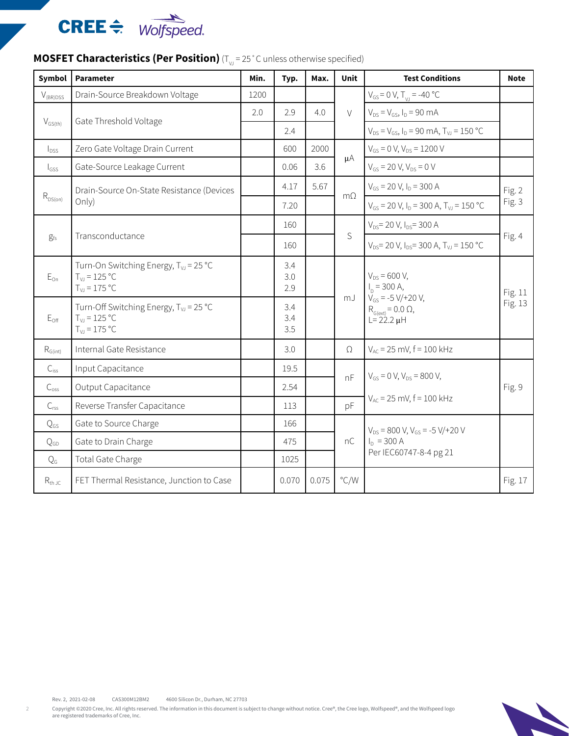## MOSFET Characteristics (Per Position) ($T_{VJ}$ = 25 ˚C unless otherwise specified)

| Symbol | Parameter | Min. | Typ. | Max. | Unit | Test Conditions | Note |
|---|---|---|---|---|---|---|---|
| $V_{(BR)DSS}$ | Drain-Source Breakdown Voltage | 1200 | | | V | $V_{GS}$ = 0 V, $T_{VJ}$ = -40 °C | |
| $V_{GS(th)}$ | Gate Threshold Voltage | 2.0 | 2.9 | 4.0 | V | $V_{DS}$ = $V_{GS}$, $I_D$ = 90 mA | |
| | | | 2.4 | | | $V_{DS}$ = $V_{GS}$, $I_D$ = 90 mA, $T_{VJ}$ = 150 °C | |
| $I_{DSS}$ | Zero Gate Voltage Drain Current | | 600 | 2000 | μA | $V_{GS}$ = 0 V, $V_{DS}$ = 1200 V | |
| $I_{GSS}$ | Gate-Source Leakage Current | | 0.06 | 3.6 | μA | $V_{GS}$ = 20 V, $V_{DS}$ = 0 V | |
| $R_{DS(on)}$ | Drain-Source On-State Resistance (Devices Only) | | 4.17 | 5.67 | mΩ | $V_{GS}$ = 20 V, $I_D$ = 300 A | Fig. 2 Fig. 3 |
| | | | 7.20 | | | $V_{GS}$ = 20 V, $I_D$ = 300 A, $T_{VJ}$ = 150 °C | |
| $g_{fs}$ | Transconductance | | 160 | | S | $V_{DS}$= 20 V, $I_{DS}$= 300 A | Fig. 4 |
| | | | 160 | | | $V_{DS}$= 20 V, $I_{DS}$= 300 A, $T_{VJ}$ = 150 °C | |
| $E_{On}$ | Turn-On Switching Energy, $T_{VJ}$ = 25 °C<br>$T_{VJ}$ = 125 °C<br>$T_{VJ}$ = 175 °C | | 3.4<br>3.0<br>2.9 | | mJ | $V_{DS}$ = 600 V,<br>$I_D$ = 300 A,<br>$V_{GS}$ = -5 V/+20 V,<br>$R_{G(ext)}$ = 0.0 Ω,<br>L= 22.2 μH | Fig. 11 Fig. 13 |
| $E_{Off}$ | Turn-Off Switching Energy, $T_{VJ}$ = 25 °C<br>$T_{VJ}$ = 125 °C<br>$T_{VJ}$ = 175 °C | | 3.4<br>3.4<br>3.5 | | | | |
| $R_{G(int)}$ | Internal Gate Resistance | | 3.0 | | Ω | $V_{AC}$ = 25 mV, f = 100 kHz | |
| $C_{iss}$ | Input Capacitance | | 19.5 | | nF | $V_{GS}$ = 0 V, $V_{DS}$ = 800 V,<br>$V_{AC}$ = 25 mV, f = 100 kHz | Fig. 9 |
| $C_{oss}$ | Output Capacitance | | 2.54 | | | | |
| $C_{rss}$ | Reverse Transfer Capacitance | | 113 | | pF | | |
| $Q_{GS}$ | Gate to Source Charge | | 166 | | nC | $V_{DS}$ = 800 V, $V_{GS}$ = -5 V/+20 V<br>$I_D$ = 300 A<br>Per IEC60747-8-4 pg 21 | |
| $Q_{GD}$ | Gate to Drain Charge | | 475 | | | | |
| $Q_G$ | Total Gate Charge | | 1025 | | | | |
| $R_{th\ JC}$ | FET Thermal Resistance, Junction to Case | | 0.070 | 0.075 | °C/W | | Fig. 17 |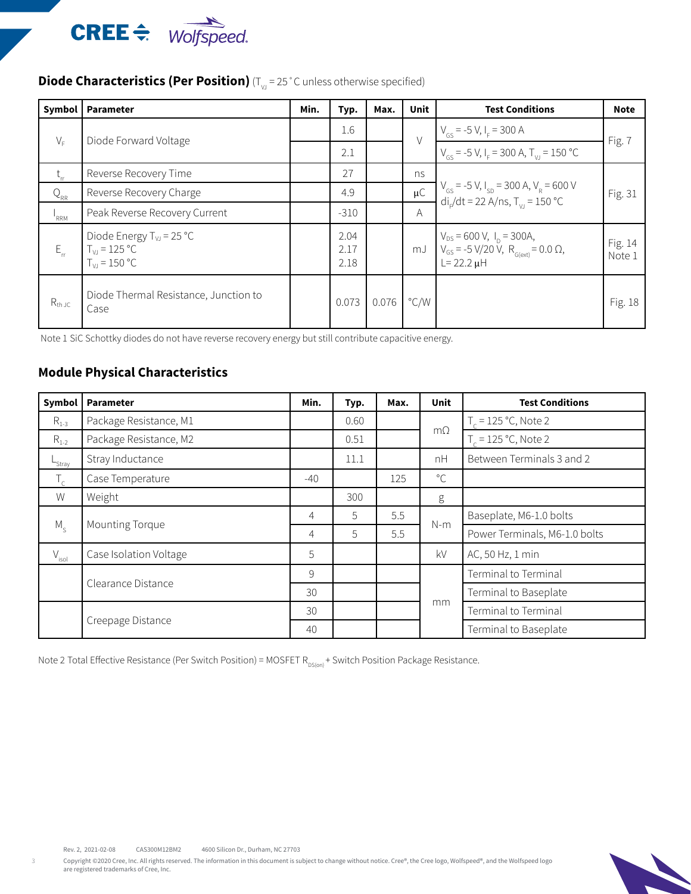## Diode Characteristics (Per Position) ($T_{VJ}$ = 25 ˚C unless otherwise specified)

| Symbol | Parameter | Min. | Typ. | Max. | Unit | Test Conditions | Note |
|---|---|---|---|---|---|---|---|
| $V_F$ | Diode Forward Voltage | | 1.6 | | V | $V_{GS}$ = -5 V, $I_F$ = 300 A | Fig. 7 |
| | | | 2.1 | | | $V_{GS}$ = -5 V, $I_F$ = 300 A, $T_{VJ}$ = 150 °C | |
| $t_{rr}$ | Reverse Recovery Time | | 27 | | ns | $V_{GS}$ = -5 V, $I_{SD}$ = 300 A, $V_R$ = 600 V $di_F/dt$ = 22 A/ns, $T_{VJ}$ = 150 °C | Fig. 31 |
| $Q_{RR}$ | Reverse Recovery Charge | | 4.9 | | μC | | |
| $I_{RRM}$ | Peak Reverse Recovery Current | | -310 | | A | | |
| $E_{rr}$ | Diode Energy $T_{VJ}$ = 25 °C<br>$T_{VJ}$ = 125 °C<br>$T_{VJ}$ = 150 °C | | 2.04<br>2.17<br>2.18 | | mJ | $V_{DS}$ = 600 V, $I_D$ = 300A, $V_{GS}$ = -5 V/20 V, $R_{G(ext)}$ = 0.0 Ω, L= 22.2 μH | Fig. 14 Note 1 |
| $R_{th\ JC}$ | Diode Thermal Resistance, Junction to Case | | 0.073 | 0.076 | °C/W | | Fig. 18 |

Note 1 SiC Schottky diodes do not have reverse recovery energy but still contribute capacitive energy.

## Module Physical Characteristics

| Symbol | Parameter | Min. | Typ. | Max. | Unit | Test Conditions |
|---|---|---|---|---|---|---|
| $R_{1-3}$ | Package Resistance, M1 | | 0.60 | | mΩ | $T_C$ = 125 °C, Note 2 |
| $R_{1-2}$ | Package Resistance, M2 | | 0.51 | | | $T_C$ = 125 °C, Note 2 |
| $L_{Stray}$ | Stray Inductance | | 11.1 | | nH | Between Terminals 3 and 2 |
| $T_C$ | Case Temperature | -40 | | 125 | ℃ | |
| W | Weight | | 300 | | g | |
| $M_S$ | Mounting Torque | 4 | 5 | 5.5 | N-m | Baseplate, M6-1.0 bolts |
| | | 4 | 5 | 5.5 | | Power Terminals, M6-1.0 bolts |
| $V_{isol}$ | Case Isolation Voltage | 5 | | | kV | AC, 50 Hz, 1 min |
| | Clearance Distance | 9 | | | mm | Terminal to Terminal |
| | | 30 | | | | Terminal to Baseplate |
| | Creepage Distance | 30 | | | | Terminal to Terminal |
| | | 40 | | | | Terminal to Baseplate |

Note 2 Total Effective Resistance (Per Switch Position) = MOSFET $R_{DS(on)}$ + Switch Position Package Resistance.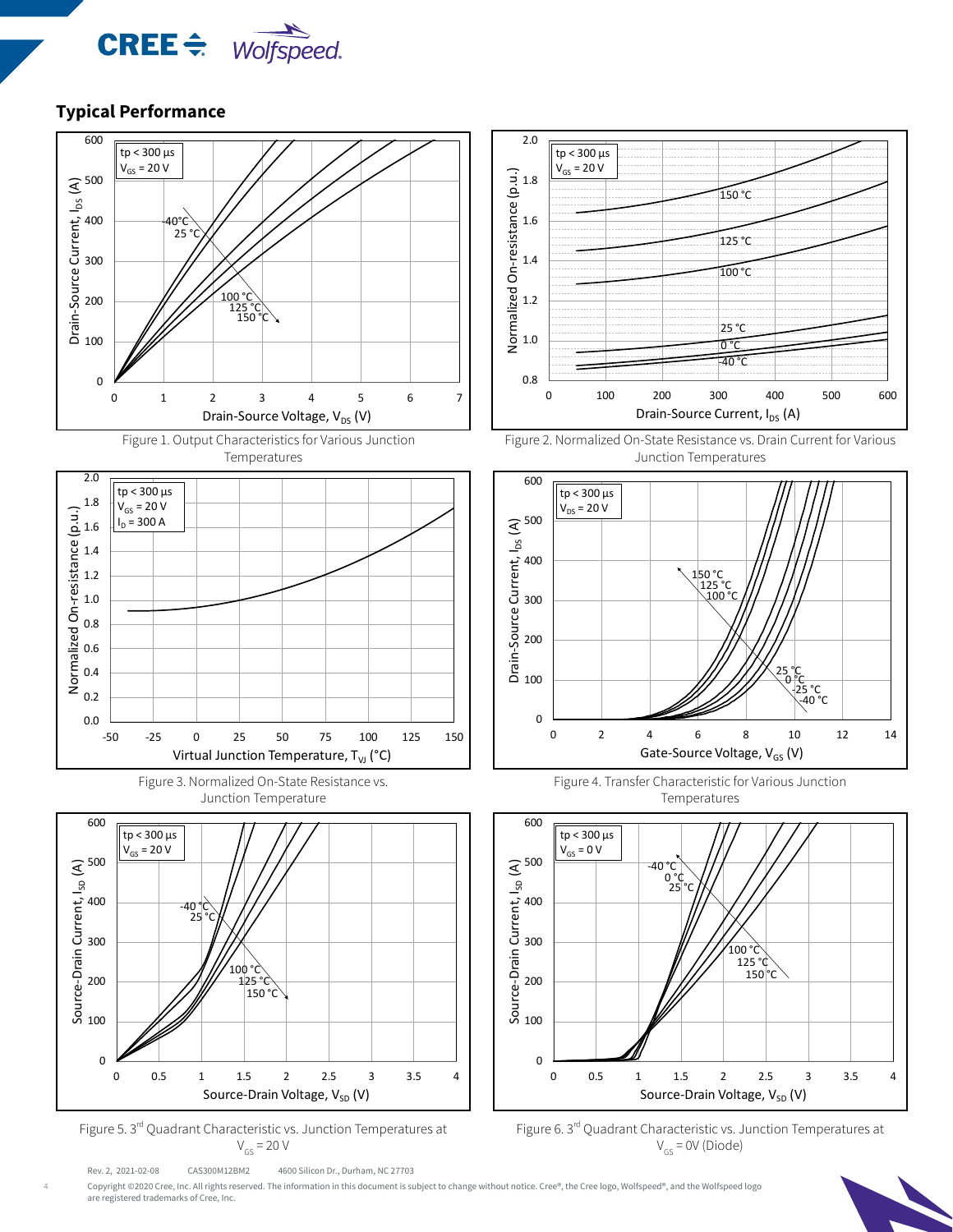## Typical Performance

Figure 1. Output Characteristics for Various Junction Temperatures

Figure 2. Normalized On-State Resistance vs. Drain Current for Various Junction Temperatures

Figure 3. Normalized On-State Resistance vs. Junction Temperature

Figure 4. Transfer Characteristic for Various Junction Temperatures

Figure 5. 3rd Quadrant Characteristic vs. Junction Temperatures at $V_{GS}$ = 20 V

Figure 6. 3rd Quadrant Characteristic vs. Junction Temperatures at $V_{GS}$ = 0V (Diode)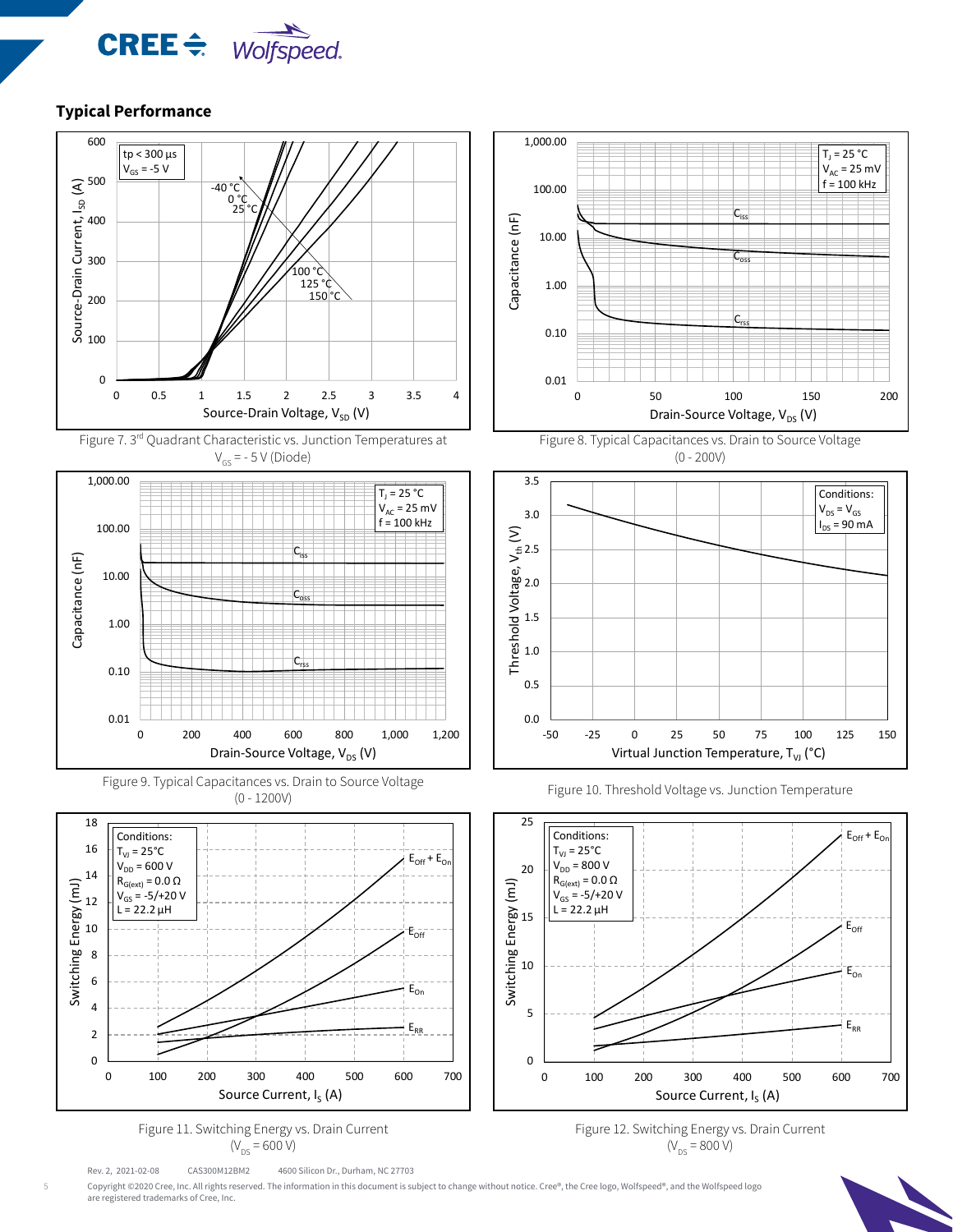## Typical Performance

Figure 7. 3[rd] Quadrant Characteristic vs. Junction Temperatures at $V_{GS}$ = - 5 V (Diode)

Figure 8. Typical Capacitances vs. Drain to Source Voltage (0 - 200V)

Figure 9. Typical Capacitances vs. Drain to Source Voltage (0 - 1200V)

Figure 10. Threshold Voltage vs. Junction Temperature

Figure 11. Switching Energy vs. Drain Current ($V_{DS}$ = 600 V)

Figure 12. Switching Energy vs. Drain Current ($V_{DS}$ = 800 V)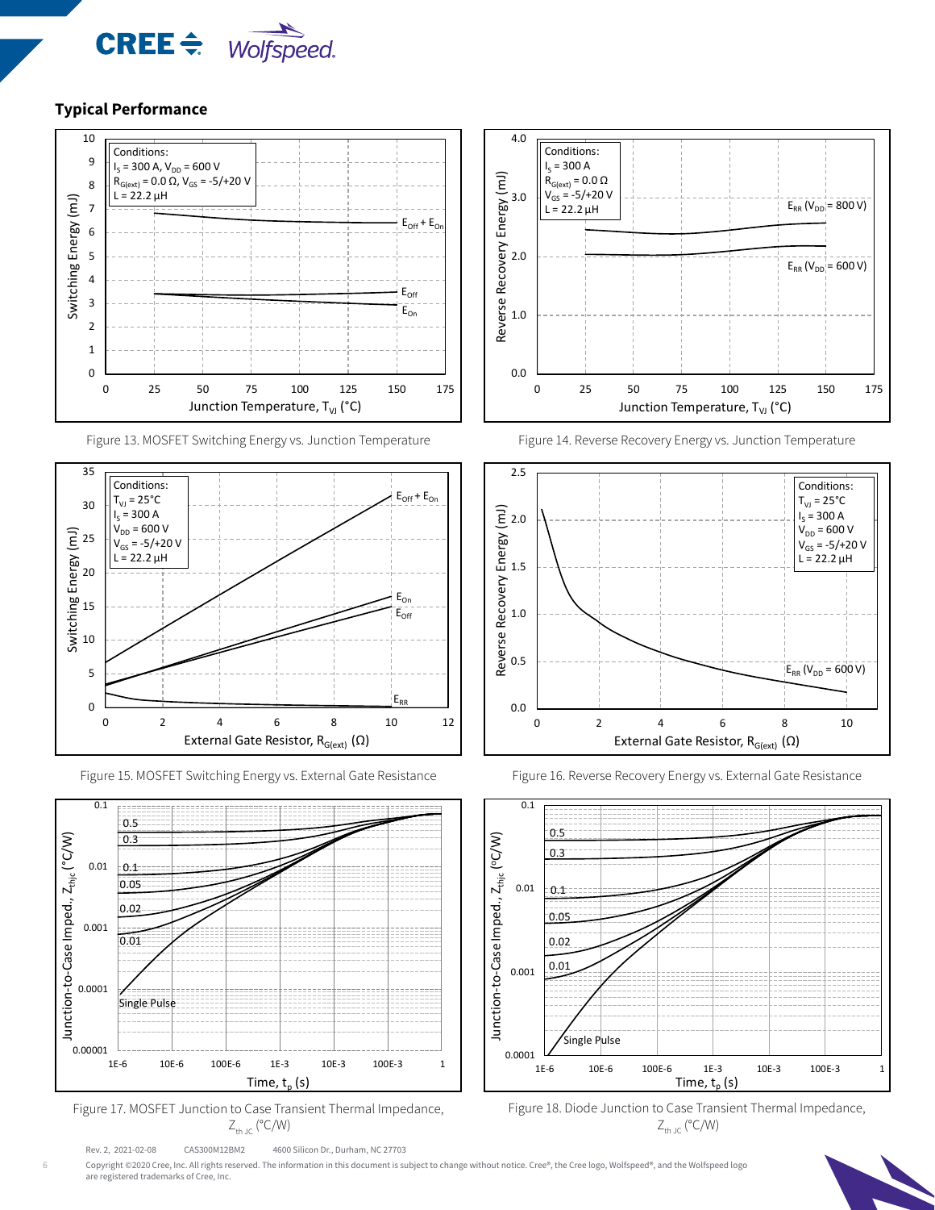## Typical Performance

Figure 13. MOSFET Switching Energy vs. Junction Temperature

Figure 14. Reverse Recovery Energy vs. Junction Temperature

Figure 15. MOSFET Switching Energy vs. External Gate Resistance

Figure 16. Reverse Recovery Energy vs. External Gate Resistance

Figure 17. MOSFET Junction to Case Transient Thermal Impedance, $Z_{th\ JC}$ (°C/W)

Figure 18. Diode Junction to Case Transient Thermal Impedance, $Z_{th\ JC}$ (°C/W)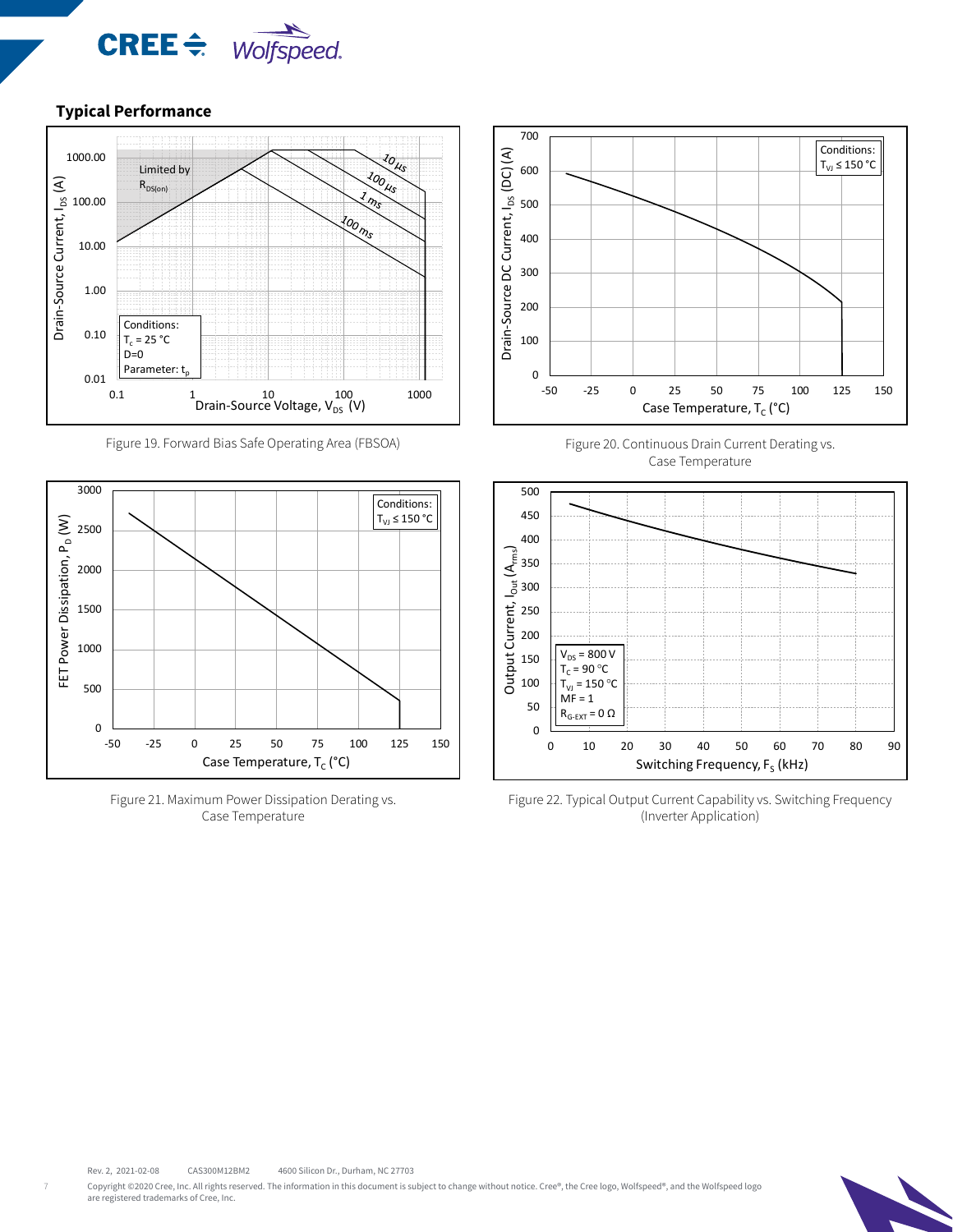## Typical Performance

Figure 19. Forward Bias Safe Operating Area (FBSOA)

Figure 20. Continuous Drain Current Derating vs. Case Temperature

Figure 21. Maximum Power Dissipation Derating vs. Case Temperature

Figure 22. Typical Output Current Capability vs. Switching Frequency (Inverter Application)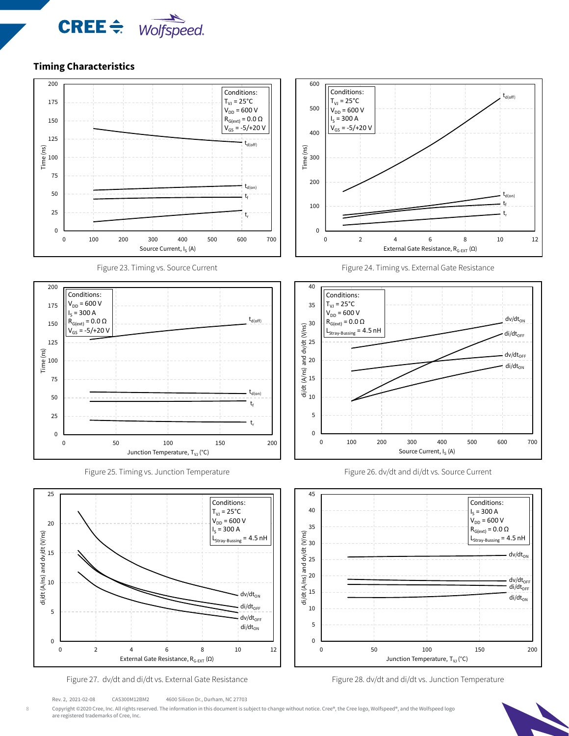## Timing Characteristics

Figure 23. Timing vs. Source Current

Figure 24. Timing vs. External Gate Resistance

Figure 25. Timing vs. Junction Temperature

Figure 26. dv/dt and di/dt vs. Source Current

Figure 27. dv/dt and di/dt vs. External Gate Resistance

Figure 28. dv/dt and di/dt vs. Junction Temperature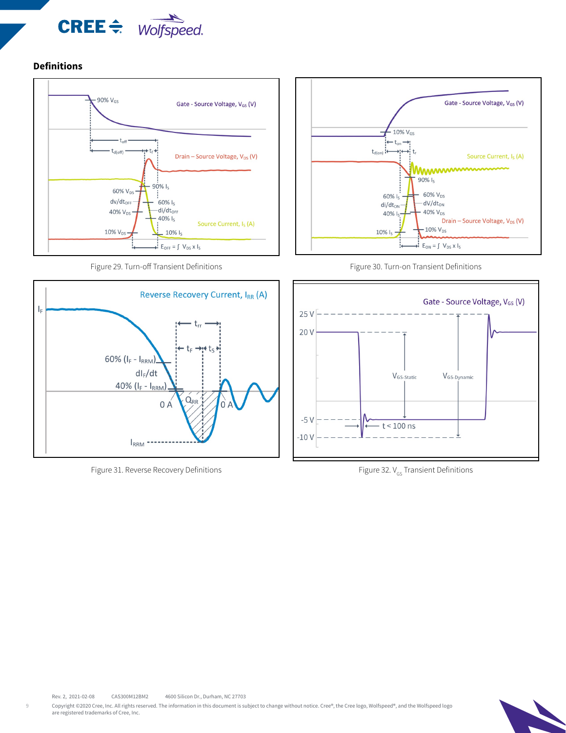## Definitions

Figure 29. Turn-off Transient Definitions

Figure 30. Turn-on Transient Definitions

Figure 31. Reverse Recovery Definitions

Figure 32. $V_{GS}$ Transient Definitions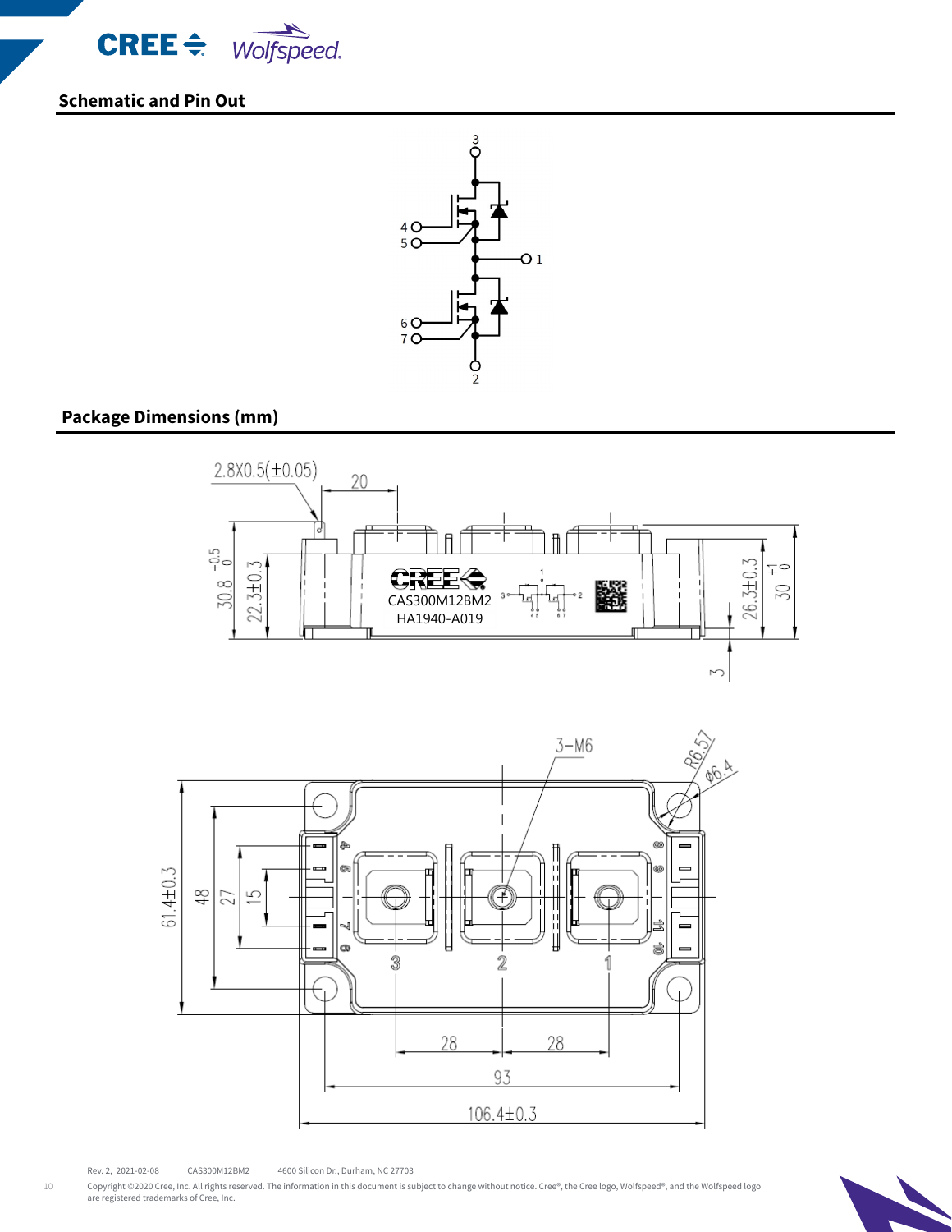## Schematic and Pin Out

## Package Dimensions (mm)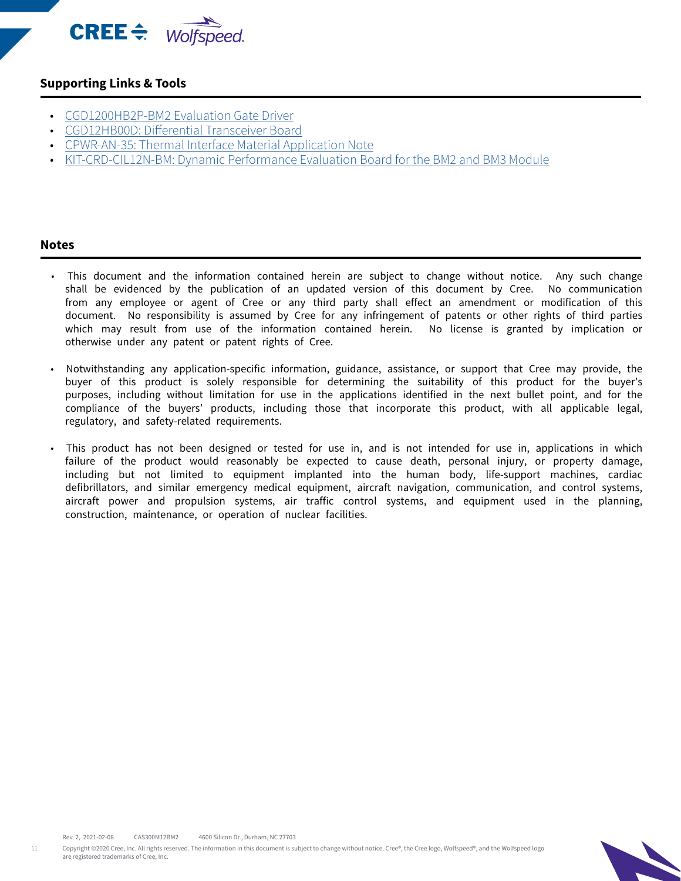## Supporting Links & Tools

- CGD1200HB2P-BM2 Evaluation Gate Driver
- CGD12HB00D: Differential Transceiver Board
- CPWR-AN-35: Thermal Interface Material Application Note
- KIT-CRD-CIL12N-BM: Dynamic Performance Evaluation Board for the BM2 and BM3 Module

## Notes

- This document and the information contained herein are subject to change without notice. Any such change shall be evidenced by the publication of an updated version of this document by Cree. No communication from any employee or agent of Cree or any third party shall effect an amendment or modification of this document. No responsibility is assumed by Cree for any infringement of patents or other rights of third parties which may result from use of the information contained herein. No license is granted by implication or otherwise under any patent or patent rights of Cree.

- Notwithstanding any application-specific information, guidance, assistance, or support that Cree may provide, the buyer of this product is solely responsible for determining the suitability of this product for the buyer's purposes, including without limitation for use in the applications identified in the next bullet point, and for the compliance of the buyers' products, including those that incorporate this product, with all applicable legal, regulatory, and safety-related requirements.

- This product has not been designed or tested for use in, and is not intended for use in, applications in which failure of the product would reasonably be expected to cause death, personal injury, or property damage, including but not limited to equipment implanted into the human body, life-support machines, cardiac defibrillators, and similar emergency medical equipment, aircraft navigation, communication, and control systems, aircraft power and propulsion systems, air traffic control systems, and equipment used in the planning, construction, maintenance, or operation of nuclear facilities.